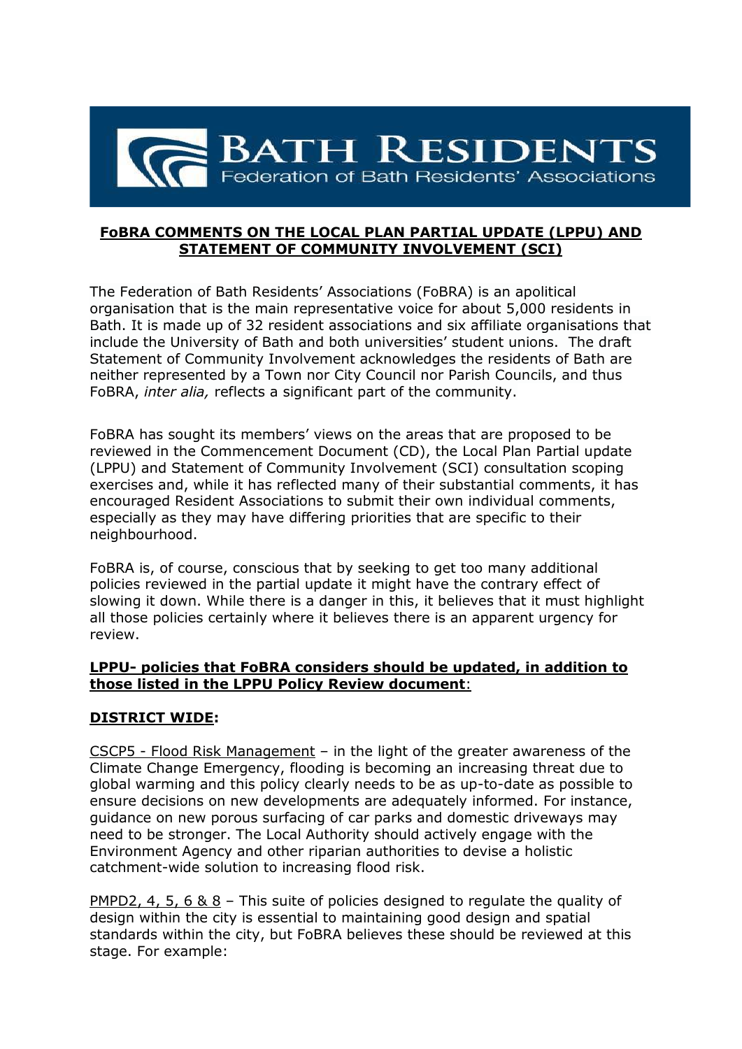**BATH RESIDENTS**
Federation of Bath Residents' Associations

# FoBRA COMMENTS ON THE LOCAL PLAN PARTIAL UPDATE (LPPU) AND STATEMENT OF COMMUNITY INVOLVEMENT (SCI)

The Federation of Bath Residents' Associations (FoBRA) is an apolitical organisation that is the main representative voice for about 5,000 residents in Bath. It is made up of 32 resident associations and six affiliate organisations that include the University of Bath and both universities' student unions. The draft Statement of Community Involvement acknowledges the residents of Bath are neither represented by a Town nor City Council nor Parish Councils, and thus FoBRA, *inter alia,* reflects a significant part of the community.

FoBRA has sought its members' views on the areas that are proposed to be reviewed in the Commencement Document (CD), the Local Plan Partial update (LPPU) and Statement of Community Involvement (SCI) consultation scoping exercises and, while it has reflected many of their substantial comments, it has encouraged Resident Associations to submit their own individual comments, especially as they may have differing priorities that are specific to their neighbourhood.

FoBRA is, of course, conscious that by seeking to get too many additional policies reviewed in the partial update it might have the contrary effect of slowing it down. While there is a danger in this, it believes that it must highlight all those policies certainly where it believes there is an apparent urgency for review.

## LPPU- policies that FoBRA considers should be updated, in addition to those listed in the LPPU Policy Review document:

### DISTRICT WIDE:

CSCP5 - Flood Risk Management – in the light of the greater awareness of the Climate Change Emergency, flooding is becoming an increasing threat due to global warming and this policy clearly needs to be as up-to-date as possible to ensure decisions on new developments are adequately informed. For instance, guidance on new porous surfacing of car parks and domestic driveways may need to be stronger. The Local Authority should actively engage with the Environment Agency and other riparian authorities to devise a holistic catchment-wide solution to increasing flood risk.

PMPD2, 4, 5, 6 & 8 – This suite of policies designed to regulate the quality of design within the city is essential to maintaining good design and spatial standards within the city, but FoBRA believes these should be reviewed at this stage. For example: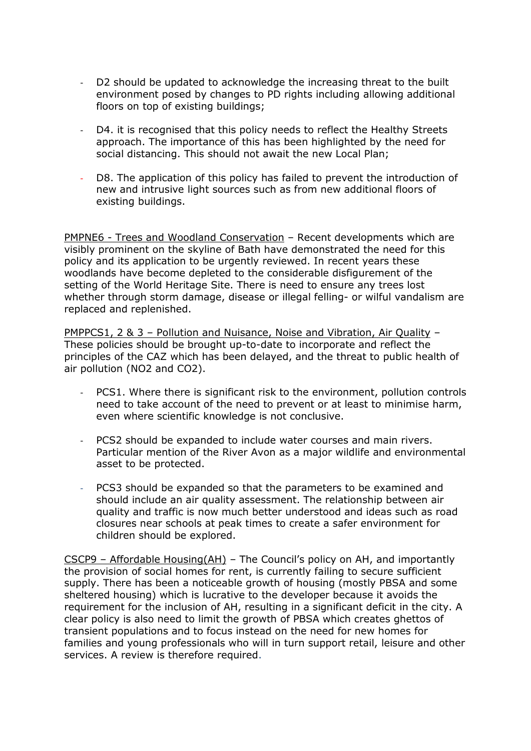- D2 should be updated to acknowledge the increasing threat to the built environment posed by changes to PD rights including allowing additional floors on top of existing buildings;

- D4. it is recognised that this policy needs to reflect the Healthy Streets approach. The importance of this has been highlighted by the need for social distancing. This should not await the new Local Plan;

- D8. The application of this policy has failed to prevent the introduction of new and intrusive light sources such as from new additional floors of existing buildings.

<u>PMPNE6 - Trees and Woodland Conservation</u> – Recent developments which are visibly prominent on the skyline of Bath have demonstrated the need for this policy and its application to be urgently reviewed. In recent years these woodlands have become depleted to the considerable disfigurement of the setting of the World Heritage Site. There is need to ensure any trees lost whether through storm damage, disease or illegal felling- or wilful vandalism are replaced and replenished.

<u>PMPPCS1, 2 & 3 – Pollution and Nuisance, Noise and Vibration, Air Quality</u> – These policies should be brought up-to-date to incorporate and reflect the principles of the CAZ which has been delayed, and the threat to public health of air pollution ($NO_2$ and $CO_2$).

- PCS1. Where there is significant risk to the environment, pollution controls need to take account of the need to prevent or at least to minimise harm, even where scientific knowledge is not conclusive.

- PCS2 should be expanded to include water courses and main rivers. Particular mention of the River Avon as a major wildlife and environmental asset to be protected.

- PCS3 should be expanded so that the parameters to be examined and should include an air quality assessment. The relationship between air quality and traffic is now much better understood and ideas such as road closures near schools at peak times to create a safer environment for children should be explored.

<u>CSCP9 – Affordable Housing(AH)</u> – The Council's policy on AH, and importantly the provision of social homes for rent, is currently failing to secure sufficient supply. There has been a noticeable growth of housing (mostly PBSA and some sheltered housing) which is lucrative to the developer because it avoids the requirement for the inclusion of AH, resulting in a significant deficit in the city. A clear policy is also need to limit the growth of PBSA which creates ghettos of transient populations and to focus instead on the need for new homes for families and young professionals who will in turn support retail, leisure and other services. A review is therefore required.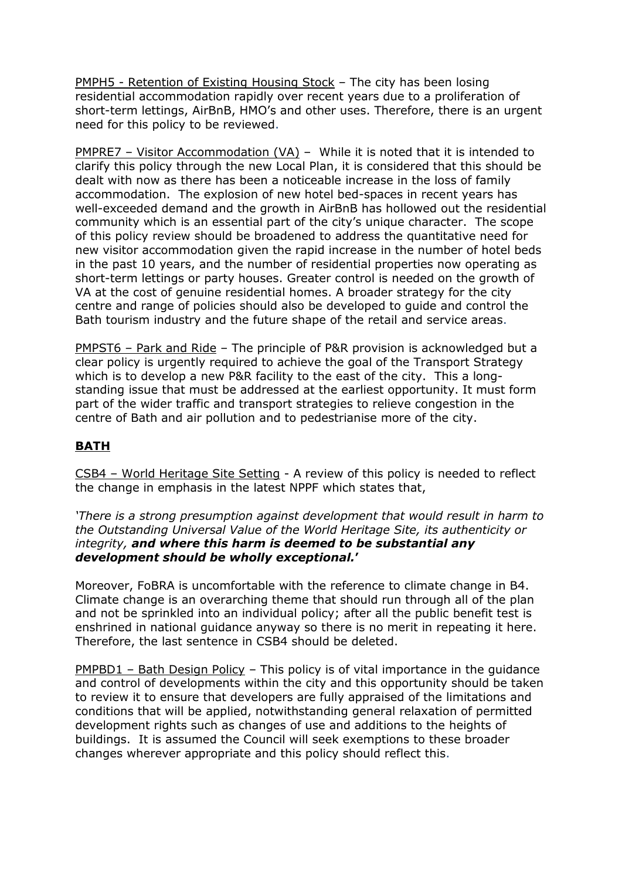PMPH5 - Retention of Existing Housing Stock – The city has been losing residential accommodation rapidly over recent years due to a proliferation of short-term lettings, AirBnB, HMO's and other uses. Therefore, there is an urgent need for this policy to be reviewed.

PMPRE7 – Visitor Accommodation (VA) – While it is noted that it is intended to clarify this policy through the new Local Plan, it is considered that this should be dealt with now as there has been a noticeable increase in the loss of family accommodation. The explosion of new hotel bed-spaces in recent years has well-exceeded demand and the growth in AirBnB has hollowed out the residential community which is an essential part of the city's unique character. The scope of this policy review should be broadened to address the quantitative need for new visitor accommodation given the rapid increase in the number of hotel beds in the past 10 years, and the number of residential properties now operating as short-term lettings or party houses. Greater control is needed on the growth of VA at the cost of genuine residential homes. A broader strategy for the city centre and range of policies should also be developed to guide and control the Bath tourism industry and the future shape of the retail and service areas.

PMPST6 – Park and Ride – The principle of P&R provision is acknowledged but a clear policy is urgently required to achieve the goal of the Transport Strategy which is to develop a new P&R facility to the east of the city. This a long-standing issue that must be addressed at the earliest opportunity. It must form part of the wider traffic and transport strategies to relieve congestion in the centre of Bath and air pollution and to pedestrianise more of the city.

## BATH

CSB4 – World Heritage Site Setting - A review of this policy is needed to reflect the change in emphasis in the latest NPPF which states that,

*'There is a strong presumption against development that would result in harm to the Outstanding Universal Value of the World Heritage Site, its authenticity or integrity,* ***and where this harm is deemed to be substantial any development should be wholly exceptional.'***

Moreover, FoBRA is uncomfortable with the reference to climate change in B4. Climate change is an overarching theme that should run through all of the plan and not be sprinkled into an individual policy; after all the public benefit test is enshrined in national guidance anyway so there is no merit in repeating it here. Therefore, the last sentence in CSB4 should be deleted.

PMPBD1 – Bath Design Policy – This policy is of vital importance in the guidance and control of developments within the city and this opportunity should be taken to review it to ensure that developers are fully appraised of the limitations and conditions that will be applied, notwithstanding general relaxation of permitted development rights such as changes of use and additions to the heights of buildings. It is assumed the Council will seek exemptions to these broader changes wherever appropriate and this policy should reflect this.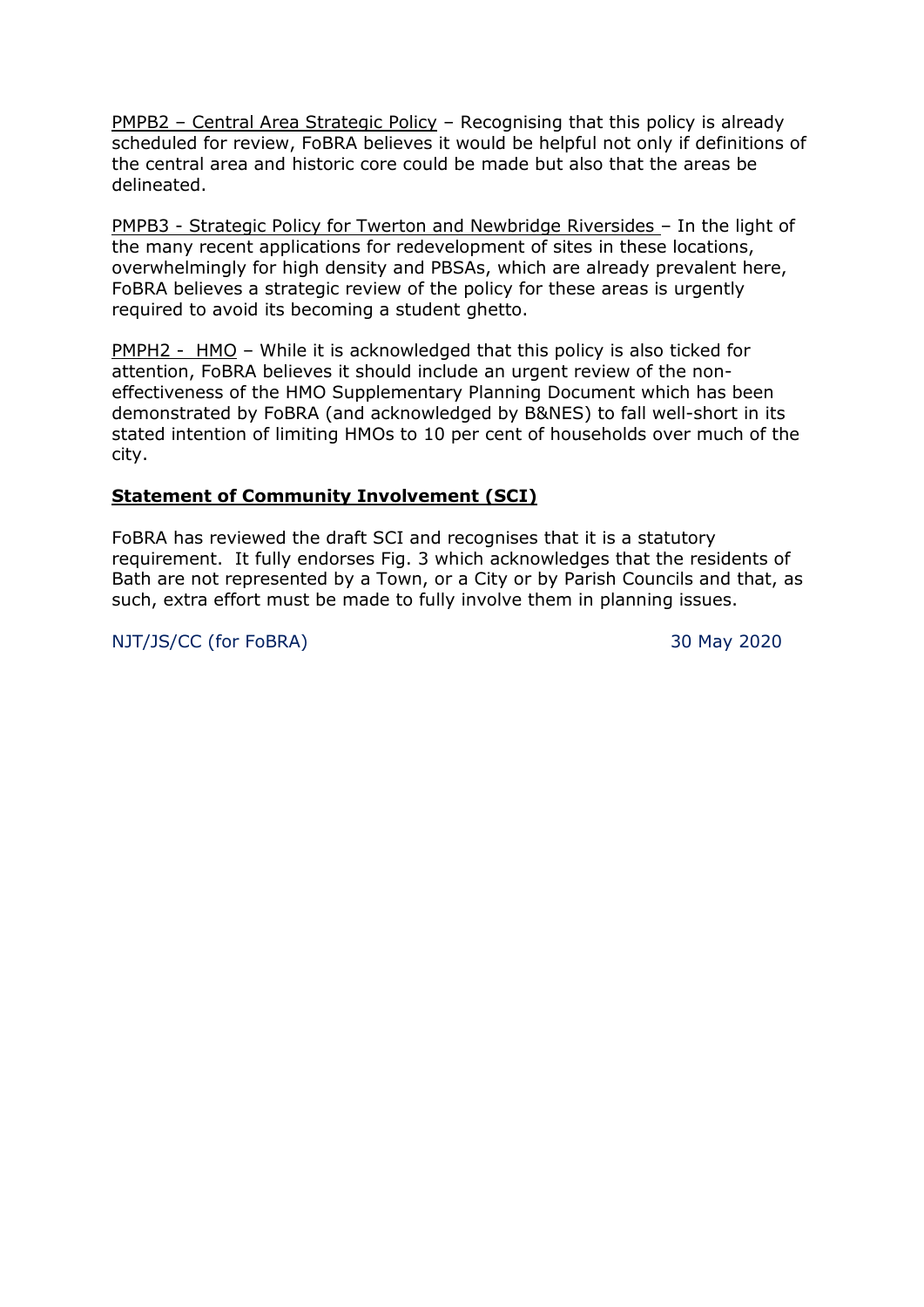PMPB2 – Central Area Strategic Policy – Recognising that this policy is already scheduled for review, FoBRA believes it would be helpful not only if definitions of the central area and historic core could be made but also that the areas be delineated.

PMPB3 - Strategic Policy for Twerton and Newbridge Riversides – In the light of the many recent applications for redevelopment of sites in these locations, overwhelmingly for high density and PBSAs, which are already prevalent here, FoBRA believes a strategic review of the policy for these areas is urgently required to avoid its becoming a student ghetto.

PMPH2 - HMO – While it is acknowledged that this policy is also ticked for attention, FoBRA believes it should include an urgent review of the non-effectiveness of the HMO Supplementary Planning Document which has been demonstrated by FoBRA (and acknowledged by B&NES) to fall well-short in its stated intention of limiting HMOs to 10 per cent of households over much of the city.

**Statement of Community Involvement (SCI)**

FoBRA has reviewed the draft SCI and recognises that it is a statutory requirement. It fully endorses Fig. 3 which acknowledges that the residents of Bath are not represented by a Town, or a City or by Parish Councils and that, as such, extra effort must be made to fully involve them in planning issues.

NJT/JS/CC (for FoBRA) 30 May 2020